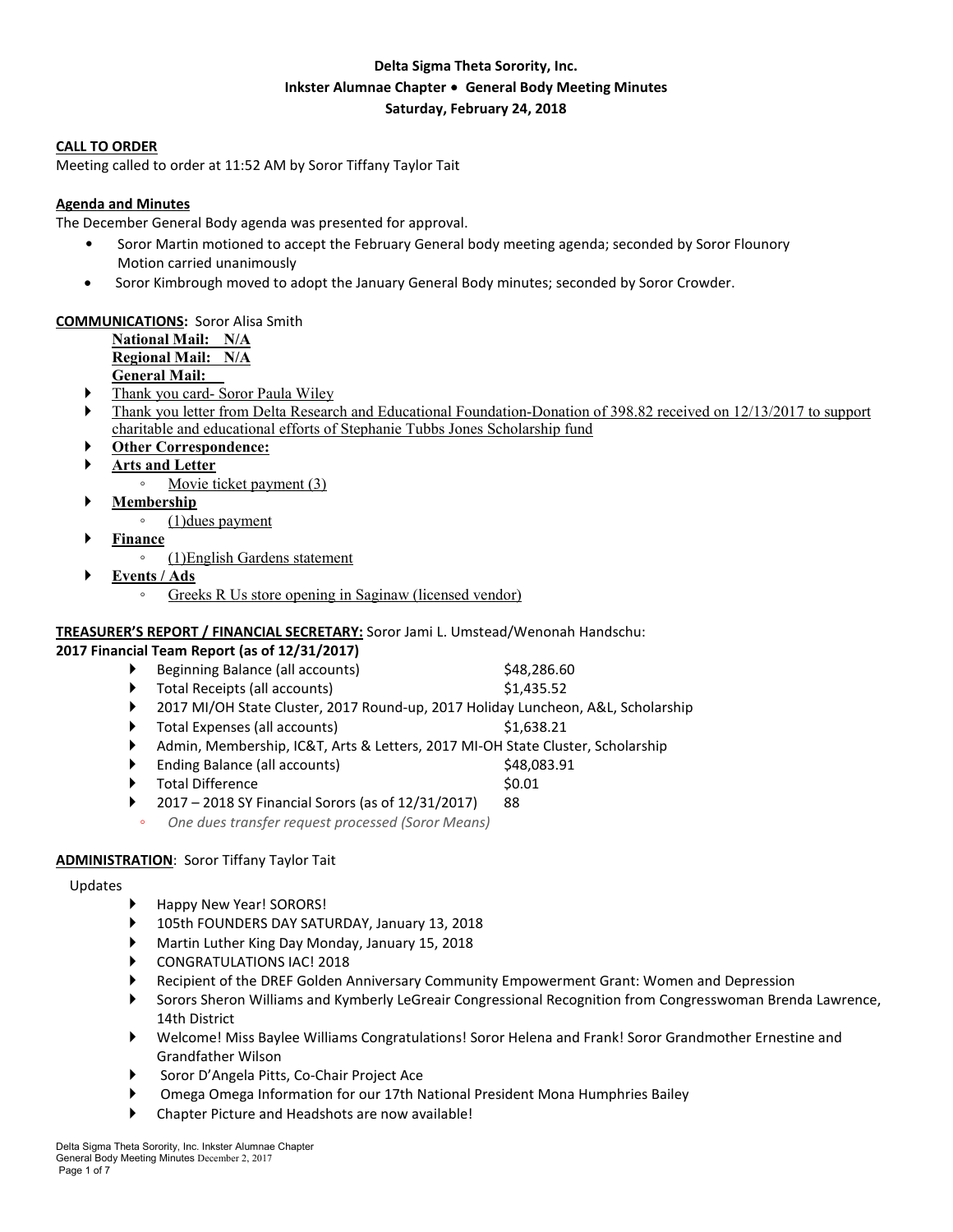**Delta Sigma Theta Sorority, Inc.**
**Inkster Alumnae Chapter • General Body Meeting Minutes**
**Saturday, February 24, 2018**

**CALL TO ORDER**

Meeting called to order at 11:52 AM by Soror Tiffany Taylor Tait

**Agenda and Minutes**

The December General Body agenda was presented for approval.

- Soror Martin motioned to accept the February General body meeting agenda; seconded by Soror Flounory
  Motion carried unanimously
- Soror Kimbrough moved to adopt the January General Body minutes; seconded by Soror Crowder.

**COMMUNICATIONS:** Soror Alisa Smith

**National Mail: N/A**
**Regional Mail: N/A**
**General Mail:**

- Thank you card- Soror Paula Wiley
- Thank you letter from Delta Research and Educational Foundation-Donation of 398.82 received on 12/13/2017 to support charitable and educational efforts of Stephanie Tubbs Jones Scholarship fund
- **Other Correspondence:**
- **Arts and Letter**
  - Movie ticket payment (3)
- **Membership**
  - (1)dues payment
- **Finance**
  - (1)English Gardens statement
- **Events / Ads**
  - Greeks R Us store opening in Saginaw (licensed vendor)

**TREASURER'S REPORT / FINANCIAL SECRETARY:** Soror Jami L. Umstead/Wenonah Handschu:

**2017 Financial Team Report (as of 12/31/2017)**

- Beginning Balance (all accounts) $48,286.60
- Total Receipts (all accounts) $1,435.52
- 2017 MI/OH State Cluster, 2017 Round-up, 2017 Holiday Luncheon, A&L, Scholarship
- Total Expenses (all accounts) $1,638.21
- Admin, Membership, IC&T, Arts & Letters, 2017 MI-OH State Cluster, Scholarship
- Ending Balance (all accounts) $48,083.91
- Total Difference $0.01
- 2017 – 2018 SY Financial Sorors (as of 12/31/2017) 88
  - *One dues transfer request processed (Soror Means)*

**ADMINISTRATION**: Soror Tiffany Taylor Tait

Updates

- Happy New Year! SORORS!
- 105th FOUNDERS DAY SATURDAY, January 13, 2018
- Martin Luther King Day Monday, January 15, 2018
- CONGRATULATIONS IAC! 2018
- Recipient of the DREF Golden Anniversary Community Empowerment Grant: Women and Depression
- Sorors Sheron Williams and Kymberly LeGreair Congressional Recognition from Congresswoman Brenda Lawrence, 14th District
- Welcome! Miss Baylee Williams Congratulations! Soror Helena and Frank! Soror Grandmother Ernestine and Grandfather Wilson
- Soror D'Angela Pitts, Co-Chair Project Ace
- Omega Omega Information for our 17th National President Mona Humphries Bailey
- Chapter Picture and Headshots are now available!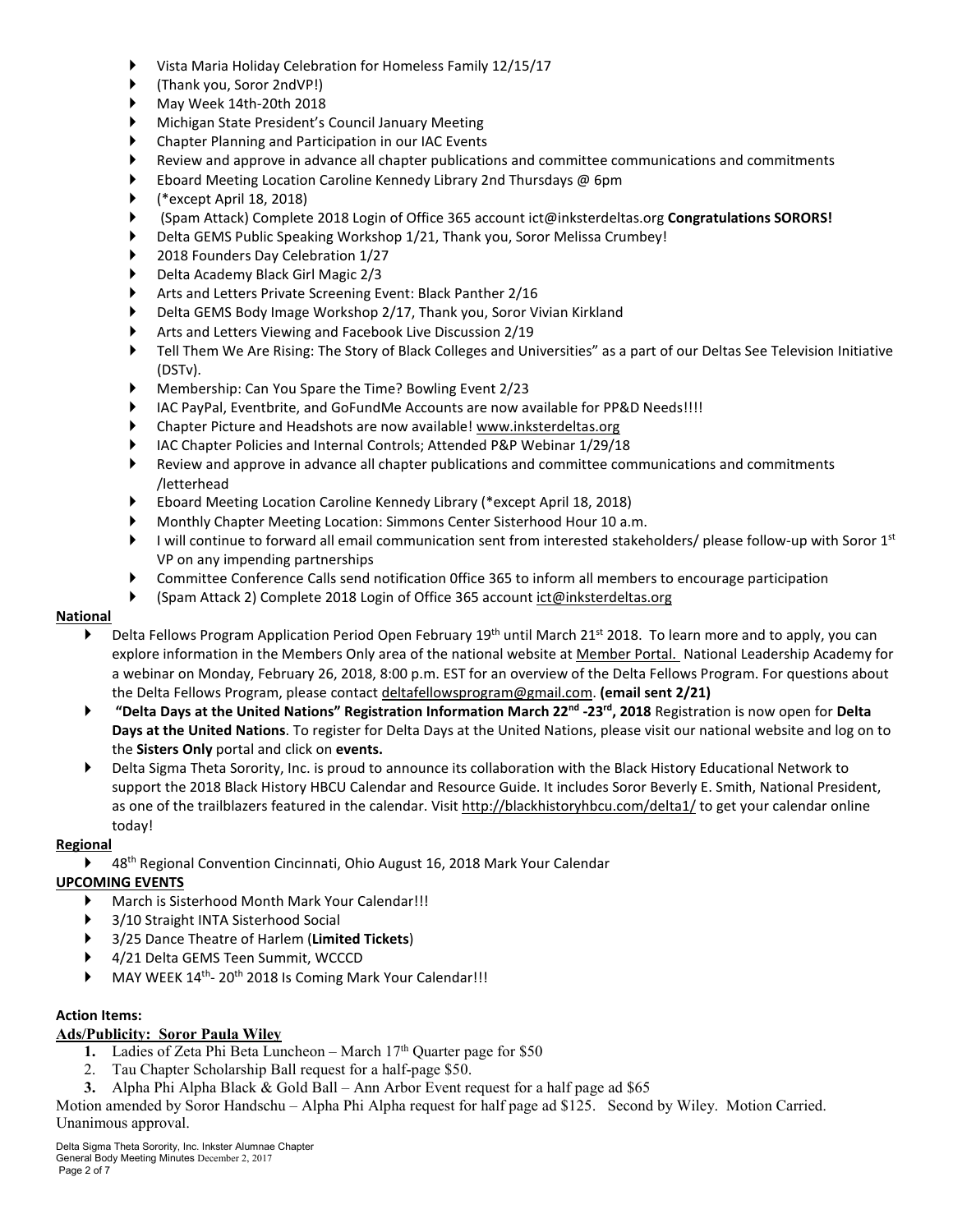- Vista Maria Holiday Celebration for Homeless Family 12/15/17
- (Thank you, Soror 2ndVP!)
- May Week 14th-20th 2018
- Michigan State President's Council January Meeting
- Chapter Planning and Participation in our IAC Events
- Review and approve in advance all chapter publications and committee communications and commitments
- Eboard Meeting Location Caroline Kennedy Library 2nd Thursdays @ 6pm
- (*except April 18, 2018)
- (Spam Attack) Complete 2018 Login of Office 365 account ict@inksterdeltas.org **Congratulations SORORS!**
- Delta GEMS Public Speaking Workshop 1/21, Thank you, Soror Melissa Crumbey!
- 2018 Founders Day Celebration 1/27
- Delta Academy Black Girl Magic 2/3
- Arts and Letters Private Screening Event: Black Panther 2/16
- Delta GEMS Body Image Workshop 2/17, Thank you, Soror Vivian Kirkland
- Arts and Letters Viewing and Facebook Live Discussion 2/19
- Tell Them We Are Rising: The Story of Black Colleges and Universities" as a part of our Deltas See Television Initiative (DSTv).
- Membership: Can You Spare the Time? Bowling Event 2/23
- IAC PayPal, Eventbrite, and GoFundMe Accounts are now available for PP&D Needs!!!!
- Chapter Picture and Headshots are now available! www.inksterdeltas.org
- IAC Chapter Policies and Internal Controls; Attended P&P Webinar 1/29/18
- Review and approve in advance all chapter publications and committee communications and commitments /letterhead
- Eboard Meeting Location Caroline Kennedy Library (*except April 18, 2018)
- Monthly Chapter Meeting Location: Simmons Center Sisterhood Hour 10 a.m.
- I will continue to forward all email communication sent from interested stakeholders/ please follow-up with Soror 1st VP on any impending partnerships
- Committee Conference Calls send notification 0ffice 365 to inform all members to encourage participation
- (Spam Attack 2) Complete 2018 Login of Office 365 account ict@inksterdeltas.org

**National**

- Delta Fellows Program Application Period Open February 19th until March 21st 2018. To learn more and to apply, you can explore information in the Members Only area of the national website at Member Portal. National Leadership Academy for a webinar on Monday, February 26, 2018, 8:00 p.m. EST for an overview of the Delta Fellows Program. For questions about the Delta Fellows Program, please contact deltafellowsprogram@gmail.com. **(email sent 2/21)**
- **"Delta Days at the United Nations" Registration Information March 22nd -23rd, 2018** Registration is now open for **Delta Days at the United Nations**. To register for Delta Days at the United Nations, please visit our national website and log on to the **Sisters Only** portal and click on **events.**
- Delta Sigma Theta Sorority, Inc. is proud to announce its collaboration with the Black History Educational Network to support the 2018 Black History HBCU Calendar and Resource Guide. It includes Soror Beverly E. Smith, National President, as one of the trailblazers featured in the calendar. Visit http://blackhistoryhbcu.com/delta1/ to get your calendar online today!

**Regional**

- 48th Regional Convention Cincinnati, Ohio August 16, 2018 Mark Your Calendar

**UPCOMING EVENTS**

- March is Sisterhood Month Mark Your Calendar!!!
- 3/10 Straight INTA Sisterhood Social
- 3/25 Dance Theatre of Harlem (**Limited Tickets**)
- 4/21 Delta GEMS Teen Summit, WCCCD
- MAY WEEK 14th- 20th 2018 Is Coming Mark Your Calendar!!!

**Action Items:**

**Ads/Publicity: Soror Paula Wiley**

1. Ladies of Zeta Phi Beta Luncheon – March 17th Quarter page for $50
2. Tau Chapter Scholarship Ball request for a half-page $50.
3. Alpha Phi Alpha Black & Gold Ball – Ann Arbor Event request for a half page ad $65

Motion amended by Soror Handschu – Alpha Phi Alpha request for half page ad $125. Second by Wiley. Motion Carried. Unanimous approval.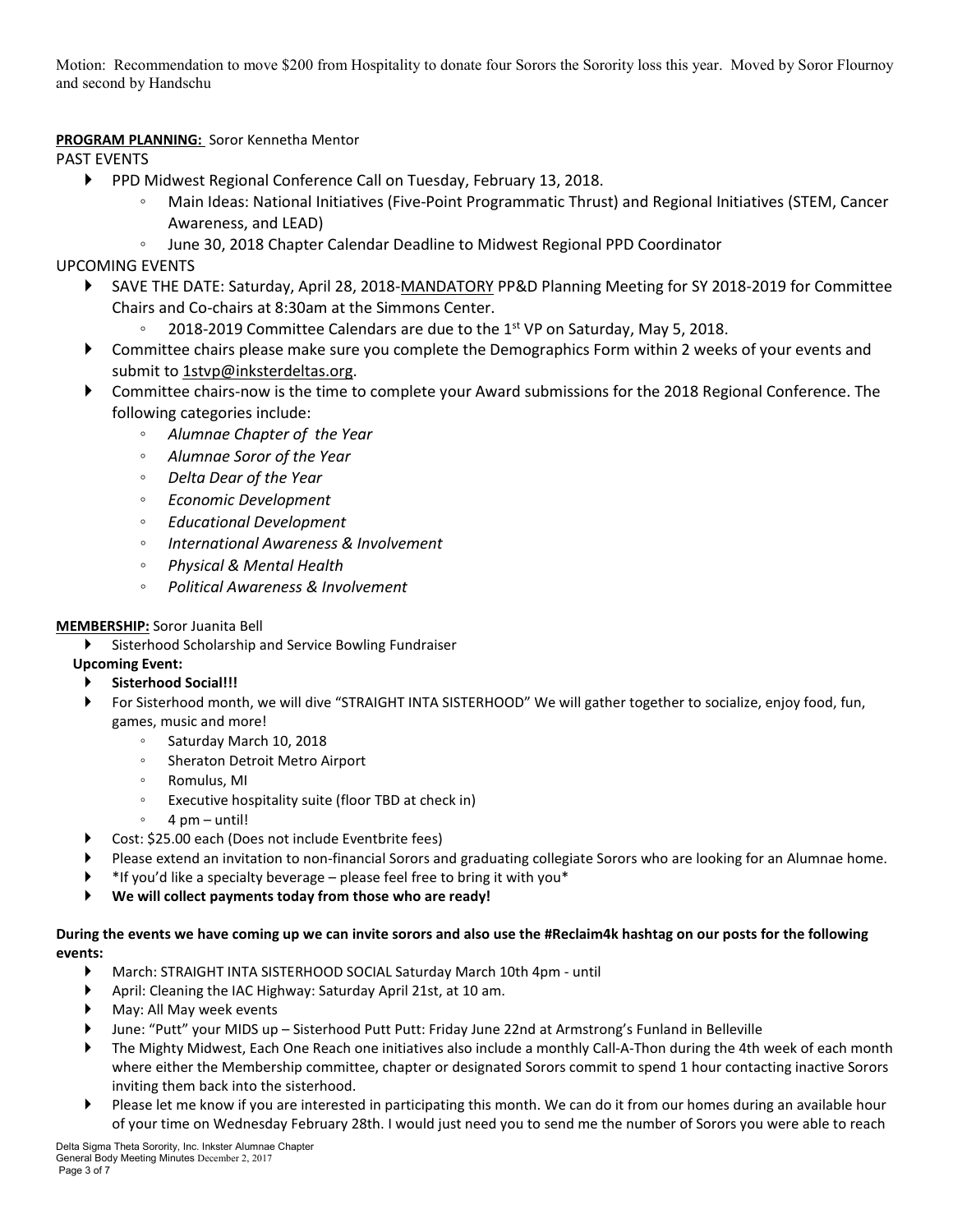Motion: Recommendation to move $200 from Hospitality to donate four Sorors the Sorority loss this year. Moved by Soror Flournoy and second by Handschu

**PROGRAM PLANNING:** Soror Kennetha Mentor

PAST EVENTS

- PPD Midwest Regional Conference Call on Tuesday, February 13, 2018.
  - Main Ideas: National Initiatives (Five-Point Programmatic Thrust) and Regional Initiatives (STEM, Cancer Awareness, and LEAD)
  - June 30, 2018 Chapter Calendar Deadline to Midwest Regional PPD Coordinator

UPCOMING EVENTS

- SAVE THE DATE: Saturday, April 28, 2018-MANDATORY PP&D Planning Meeting for SY 2018-2019 for Committee Chairs and Co-chairs at 8:30am at the Simmons Center.
  - 2018-2019 Committee Calendars are due to the 1st VP on Saturday, May 5, 2018.
- Committee chairs please make sure you complete the Demographics Form within 2 weeks of your events and submit to 1stvp@inksterdeltas.org.
- Committee chairs-now is the time to complete your Award submissions for the 2018 Regional Conference. The following categories include:
  - *Alumnae Chapter of the Year*
  - *Alumnae Soror of the Year*
  - *Delta Dear of the Year*
  - *Economic Development*
  - *Educational Development*
  - *International Awareness & Involvement*
  - *Physical & Mental Health*
  - *Political Awareness & Involvement*

**MEMBERSHIP:** Soror Juanita Bell

- Sisterhood Scholarship and Service Bowling Fundraiser

**Upcoming Event:**

- **Sisterhood Social!!!**
- For Sisterhood month, we will dive "STRAIGHT INTA SISTERHOOD" We will gather together to socialize, enjoy food, fun, games, music and more!
  - Saturday March 10, 2018
  - Sheraton Detroit Metro Airport
  - Romulus, MI
  - Executive hospitality suite (floor TBD at check in)
  - 4 pm – until!
- Cost: $25.00 each (Does not include Eventbrite fees)
- Please extend an invitation to non-financial Sorors and graduating collegiate Sorors who are looking for an Alumnae home.
- *If you'd like a specialty beverage – please feel free to bring it with you*
- **We will collect payments today from those who are ready!**

**During the events we have coming up we can invite sorors and also use the #Reclaim4k hashtag on our posts for the following events:**

- March: STRAIGHT INTA SISTERHOOD SOCIAL Saturday March 10th 4pm - until
- April: Cleaning the IAC Highway: Saturday April 21st, at 10 am.
- May: All May week events
- June: "Putt" your MIDS up – Sisterhood Putt Putt: Friday June 22nd at Armstrong's Funland in Belleville
- The Mighty Midwest, Each One Reach one initiatives also include a monthly Call-A-Thon during the 4th week of each month where either the Membership committee, chapter or designated Sorors commit to spend 1 hour contacting inactive Sorors inviting them back into the sisterhood.
- Please let me know if you are interested in participating this month. We can do it from our homes during an available hour of your time on Wednesday February 28th. I would just need you to send me the number of Sorors you were able to reach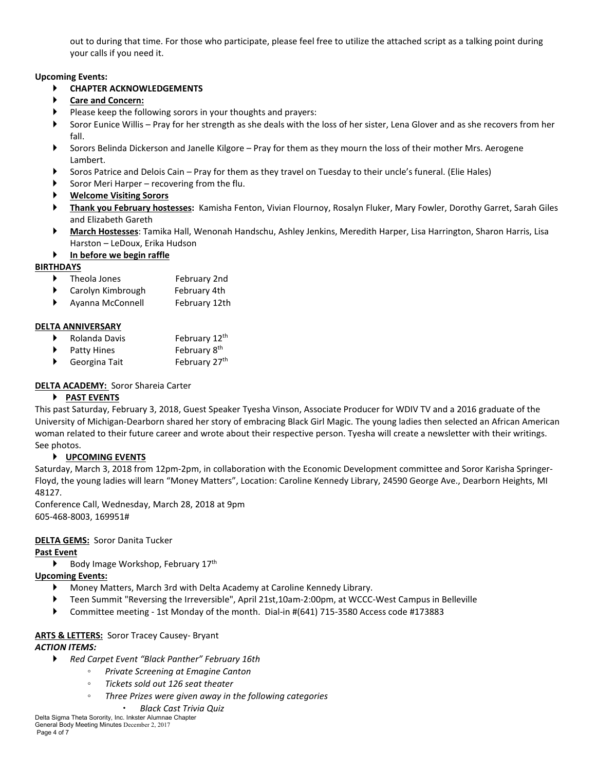out to during that time. For those who participate, please feel free to utilize the attached script as a talking point during your calls if you need it.

**Upcoming Events:**

- **CHAPTER ACKNOWLEDGEMENTS**
- **Care and Concern:**
- Please keep the following sorors in your thoughts and prayers:
- Soror Eunice Willis – Pray for her strength as she deals with the loss of her sister, Lena Glover and as she recovers from her fall.
- Sorors Belinda Dickerson and Janelle Kilgore – Pray for them as they mourn the loss of their mother Mrs. Aerogene Lambert.
- Soros Patrice and Delois Cain – Pray for them as they travel on Tuesday to their uncle's funeral. (Elie Hales)
- Soror Meri Harper – recovering from the flu.
- **Welcome Visiting Sorors**
- **Thank you February hostesses:** Kamisha Fenton, Vivian Flournoy, Rosalyn Fluker, Mary Fowler, Dorothy Garret, Sarah Giles and Elizabeth Gareth
- **March Hostesses**: Tamika Hall, Wenonah Handschu, Ashley Jenkins, Meredith Harper, Lisa Harrington, Sharon Harris, Lisa Harston – LeDoux, Erika Hudson
- **In before we begin raffle**

**BIRTHDAYS**

- Theola Jones February 2nd
- Carolyn Kimbrough February 4th
- Ayanna McConnell February 12th

**DELTA ANNIVERSARY**

- Rolanda Davis February 12th
- Patty Hines February 8th
- Georgina Tait February 27th

**DELTA ACADEMY:** Soror Shareia Carter

- **PAST EVENTS**

This past Saturday, February 3, 2018, Guest Speaker Tyesha Vinson, Associate Producer for WDIV TV and a 2016 graduate of the University of Michigan-Dearborn shared her story of embracing Black Girl Magic. The young ladies then selected an African American woman related to their future career and wrote about their respective person. Tyesha will create a newsletter with their writings. See photos.

- **UPCOMING EVENTS**

Saturday, March 3, 2018 from 12pm-2pm, in collaboration with the Economic Development committee and Soror Karisha Springer-Floyd, the young ladies will learn "Money Matters", Location: Caroline Kennedy Library, 24590 George Ave., Dearborn Heights, MI 48127.

Conference Call, Wednesday, March 28, 2018 at 9pm
605-468-8003, 169951#

**DELTA GEMS:** Soror Danita Tucker

**Past Event**

- Body Image Workshop, February 17th

**Upcoming Events:**

- Money Matters, March 3rd with Delta Academy at Caroline Kennedy Library.
- Teen Summit "Reversing the Irreversible", April 21st,10am-2:00pm, at WCCC-West Campus in Belleville
- Committee meeting - 1st Monday of the month. Dial-in #(641) 715-3580 Access code #173883

**ARTS & LETTERS:** Soror Tracey Causey- Bryant

***ACTION ITEMS:***

- *Red Carpet Event "Black Panther" February 16th*
    - *Private Screening at Emagine Canton*
    - *Tickets sold out 126 seat theater*
    - *Three Prizes were given away in the following categories*
        - *Black Cast Trivia Quiz*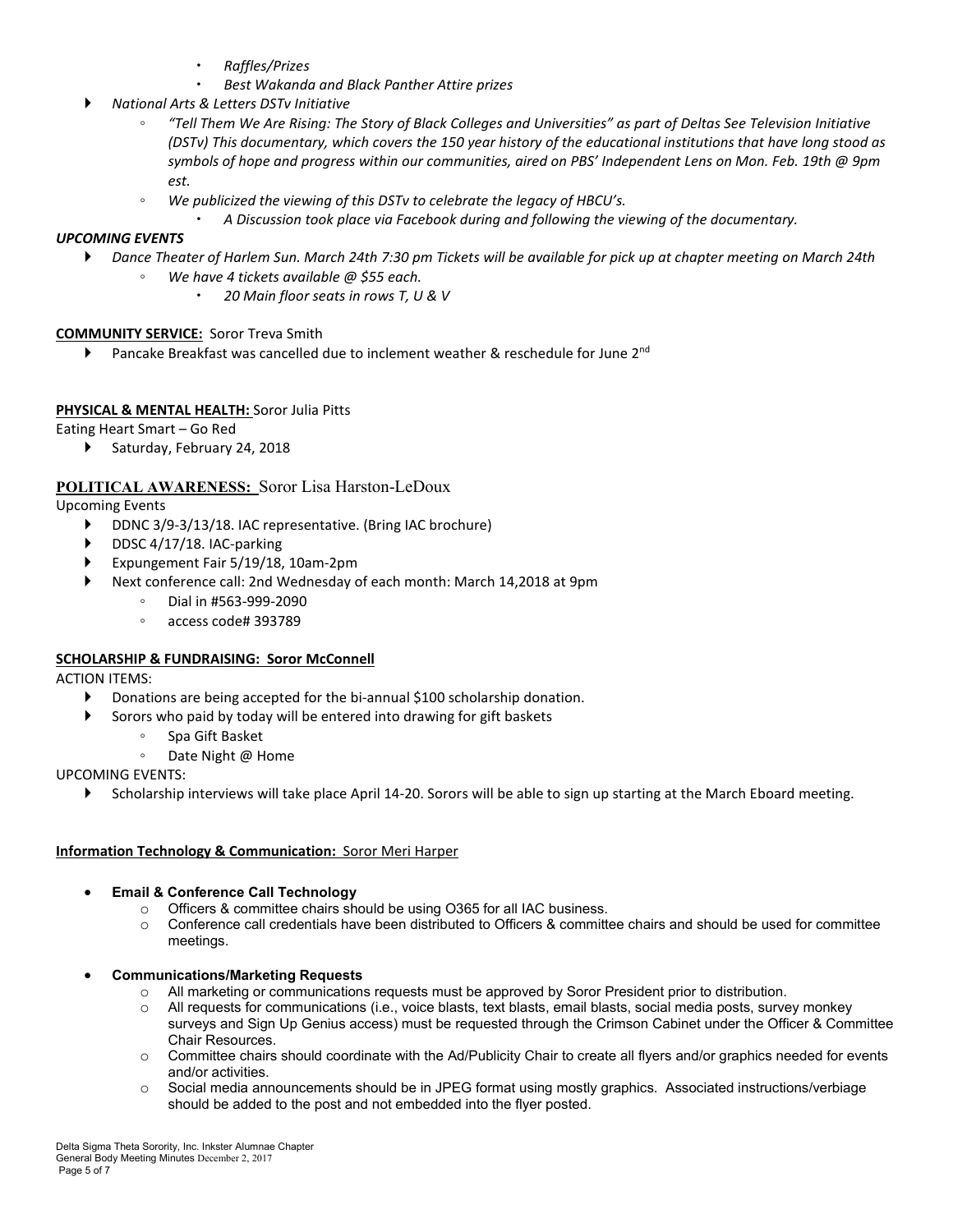- *Raffles/Prizes*
- *Best Wakanda and Black Panther Attire prizes*

- *National Arts & Letters DSTv Initiative*
  - *"Tell Them We Are Rising: The Story of Black Colleges and Universities" as part of Deltas See Television Initiative (DSTv) This documentary, which covers the 150 year history of the educational institutions that have long stood as symbols of hope and progress within our communities, aired on PBS' Independent Lens on Mon. Feb. 19th @ 9pm est.*
  - *We publicized the viewing of this DSTv to celebrate the legacy of HBCU's.*
    - *A Discussion took place via Facebook during and following the viewing of the documentary.*

***UPCOMING EVENTS***

- *Dance Theater of Harlem Sun. March 24th 7:30 pm Tickets will be available for pick up at chapter meeting on March 24th*
  - *We have 4 tickets available @ $55 each.*
    - *20 Main floor seats in rows T, U & V*

**COMMUNITY SERVICE:** Soror Treva Smith

- Pancake Breakfast was cancelled due to inclement weather & reschedule for June 2nd

**PHYSICAL & MENTAL HEALTH:** Soror Julia Pitts

Eating Heart Smart – Go Red

- Saturday, February 24, 2018

**POLITICAL AWARENESS:** Soror Lisa Harston-LeDoux

Upcoming Events

- DDNC 3/9-3/13/18. IAC representative. (Bring IAC brochure)
- DDSC 4/17/18. IAC-parking
- Expungement Fair 5/19/18, 10am-2pm
- Next conference call: 2nd Wednesday of each month: March 14,2018 at 9pm
  - Dial in #563-999-2090
  - access code# 393789

**SCHOLARSHIP & FUNDRAISING: Soror McConnell**

ACTION ITEMS:

- Donations are being accepted for the bi-annual $100 scholarship donation.
- Sorors who paid by today will be entered into drawing for gift baskets
  - Spa Gift Basket
  - Date Night @ Home

UPCOMING EVENTS:

- Scholarship interviews will take place April 14-20. Sorors will be able to sign up starting at the March Eboard meeting.

**Information Technology & Communication:** Soror Meri Harper

- **Email & Conference Call Technology**
  - Officers & committee chairs should be using O365 for all IAC business.
  - Conference call credentials have been distributed to Officers & committee chairs and should be used for committee meetings.

- **Communications/Marketing Requests**
  - All marketing or communications requests must be approved by Soror President prior to distribution.
  - All requests for communications (i.e., voice blasts, text blasts, email blasts, social media posts, survey monkey surveys and Sign Up Genius access) must be requested through the Crimson Cabinet under the Officer & Committee Chair Resources.
  - Committee chairs should coordinate with the Ad/Publicity Chair to create all flyers and/or graphics needed for events and/or activities.
  - Social media announcements should be in JPEG format using mostly graphics. Associated instructions/verbiage should be added to the post and not embedded into the flyer posted.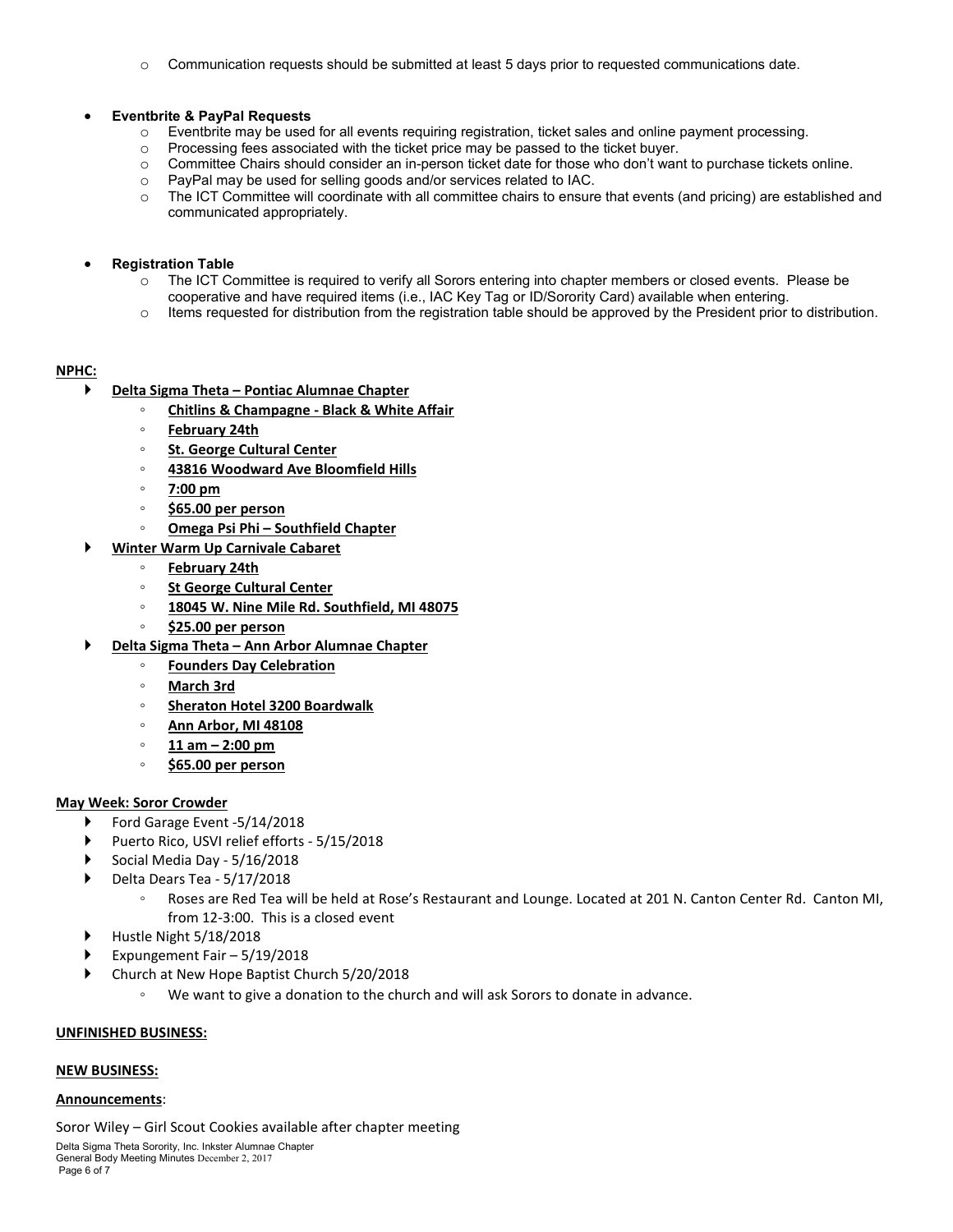- Communication requests should be submitted at least 5 days prior to requested communications date.

- **Eventbrite & PayPal Requests**
  - Eventbrite may be used for all events requiring registration, ticket sales and online payment processing.
  - Processing fees associated with the ticket price may be passed to the ticket buyer.
  - Committee Chairs should consider an in-person ticket date for those who don't want to purchase tickets online.
  - PayPal may be used for selling goods and/or services related to IAC.
  - The ICT Committee will coordinate with all committee chairs to ensure that events (and pricing) are established and communicated appropriately.

- **Registration Table**
  - The ICT Committee is required to verify all Sorors entering into chapter members or closed events. Please be cooperative and have required items (i.e., IAC Key Tag or ID/Sorority Card) available when entering.
  - Items requested for distribution from the registration table should be approved by the President prior to distribution.

**NPHC:**

- **Delta Sigma Theta – Pontiac Alumnae Chapter**
  - **Chitlins & Champagne - Black & White Affair**
  - **February 24th**
  - **St. George Cultural Center**
  - **43816 Woodward Ave Bloomfield Hills**
  - **7:00 pm**
  - **$65.00 per person**
  - **Omega Psi Phi – Southfield Chapter**
- **Winter Warm Up Carnivale Cabaret**
  - **February 24th**
  - **St George Cultural Center**
  - **18045 W. Nine Mile Rd. Southfield, MI 48075**
  - **$25.00 per person**
- **Delta Sigma Theta – Ann Arbor Alumnae Chapter**
  - **Founders Day Celebration**
  - **March 3rd**
  - **Sheraton Hotel 3200 Boardwalk**
  - **Ann Arbor, MI 48108**
  - **11 am – 2:00 pm**
  - **$65.00 per person**

**May Week: Soror Crowder**

- Ford Garage Event -5/14/2018
- Puerto Rico, USVI relief efforts - 5/15/2018
- Social Media Day - 5/16/2018
- Delta Dears Tea - 5/17/2018
  - Roses are Red Tea will be held at Rose's Restaurant and Lounge. Located at 201 N. Canton Center Rd. Canton MI, from 12-3:00. This is a closed event
- Hustle Night 5/18/2018
- Expungement Fair – 5/19/2018
- Church at New Hope Baptist Church 5/20/2018
  - We want to give a donation to the church and will ask Sorors to donate in advance.

**UNFINISHED BUSINESS:**

**NEW BUSINESS:**

**Announcements**:

Soror Wiley – Girl Scout Cookies available after chapter meeting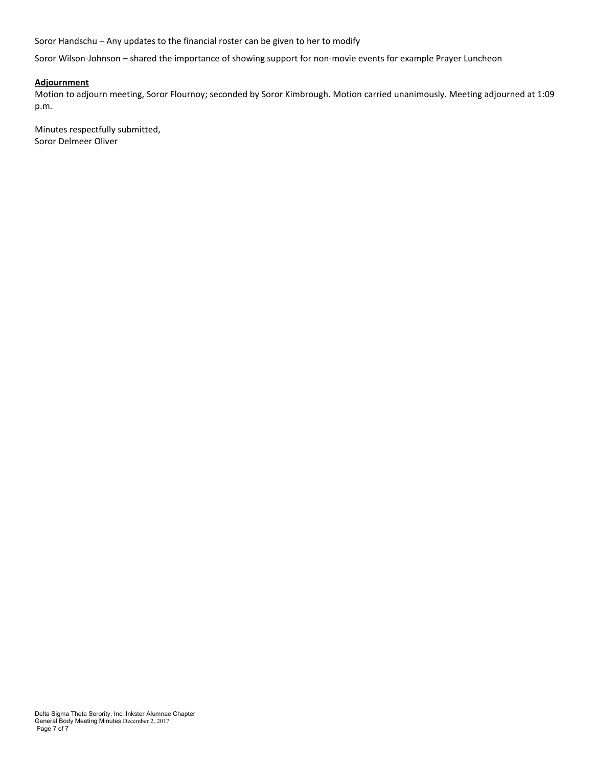Soror Handschu – Any updates to the financial roster can be given to her to modify

Soror Wilson-Johnson – shared the importance of showing support for non-movie events for example Prayer Luncheon

**Adjournment**

Motion to adjourn meeting, Soror Flournoy; seconded by Soror Kimbrough. Motion carried unanimously. Meeting adjourned at 1:09 p.m.

Minutes respectfully submitted,
Soror Delmeer Oliver